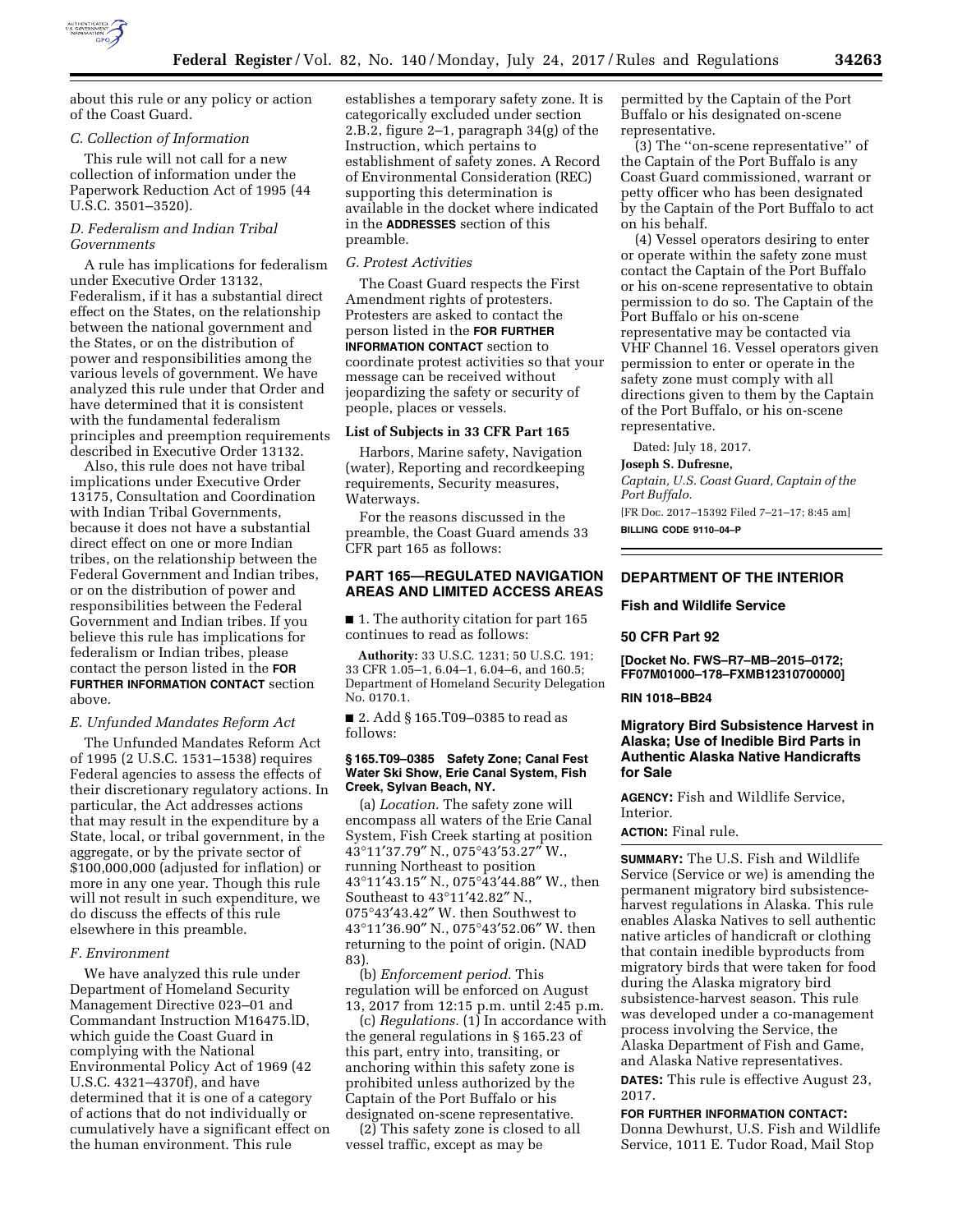about this rule or any policy or action of the Coast Guard.

### C. Collection of Information

This rule will not call for a new collection of information under the Paperwork Reduction Act of 1995 (44 U.S.C. 3501–3520).

### D. Federalism and Indian Tribal Governments

A rule has implications for federalism under Executive Order 13132, Federalism, if it has a substantial direct effect on the States, on the relationship between the national government and the States, or on the distribution of power and responsibilities among the various levels of government. We have analyzed this rule under that Order and have determined that it is consistent with the fundamental federalism principles and preemption requirements described in Executive Order 13132.

Also, this rule does not have tribal implications under Executive Order 13175, Consultation and Coordination with Indian Tribal Governments, because it does not have a substantial direct effect on one or more Indian tribes, on the relationship between the Federal Government and Indian tribes, or on the distribution of power and responsibilities between the Federal Government and Indian tribes. If you believe this rule has implications for federalism or Indian tribes, please contact the person listed in the **FOR FURTHER INFORMATION CONTACT** section above.

### E. Unfunded Mandates Reform Act

The Unfunded Mandates Reform Act of 1995 (2 U.S.C. 1531–1538) requires Federal agencies to assess the effects of their discretionary regulatory actions. In particular, the Act addresses actions that may result in the expenditure by a State, local, or tribal government, in the aggregate, or by the private sector of $100,000,000 (adjusted for inflation) or more in any one year. Though this rule will not result in such expenditure, we do discuss the effects of this rule elsewhere in this preamble.

### F. Environment

We have analyzed this rule under Department of Homeland Security Management Directive 023–01 and Commandant Instruction M16475.lD, which guide the Coast Guard in complying with the National Environmental Policy Act of 1969 (42 U.S.C. 4321–4370f), and have determined that it is one of a category of actions that do not individually or cumulatively have a significant effect on the human environment. This rule establishes a temporary safety zone. It is categorically excluded under section 2.B.2, figure 2–1, paragraph 34(g) of the Instruction, which pertains to establishment of safety zones. A Record of Environmental Consideration (REC) supporting this determination is available in the docket where indicated in the **ADDRESSES** section of this preamble.

### G. Protest Activities

The Coast Guard respects the First Amendment rights of protesters. Protesters are asked to contact the person listed in the **FOR FURTHER INFORMATION CONTACT** section to coordinate protest activities so that your message can be received without jeopardizing the safety or security of people, places or vessels.

**List of Subjects in 33 CFR Part 165**

Harbors, Marine safety, Navigation (water), Reporting and recordkeeping requirements, Security measures, Waterways.

For the reasons discussed in the preamble, the Coast Guard amends 33 CFR part 165 as follows:

## PART 165—REGULATED NAVIGATION AREAS AND LIMITED ACCESS AREAS

■ 1. The authority citation for part 165 continues to read as follows:

**Authority:** 33 U.S.C. 1231; 50 U.S.C. 191; 33 CFR 1.05–1, 6.04–1, 6.04–6, and 160.5; Department of Homeland Security Delegation No. 0170.1.

■ 2. Add § 165.T09–0385 to read as follows:

**§ 165.T09–0385 Safety Zone; Canal Fest Water Ski Show, Erie Canal System, Fish Creek, Sylvan Beach, NY.**

(a) *Location.* The safety zone will encompass all waters of the Erie Canal System, Fish Creek starting at position 43°11′37.79″ N., 075°43′53.27″ W., running Northeast to position 43°11′43.15″ N., 075°43′44.88″ W., then Southeast to 43°11′42.82″ N., 075°43′43.42″ W. then Southwest to 43°11′36.90″ N., 075°43′52.06″ W. then returning to the point of origin. (NAD 83).

(b) *Enforcement period.* This regulation will be enforced on August 13, 2017 from 12:15 p.m. until 2:45 p.m.

(c) *Regulations.* (1) In accordance with the general regulations in § 165.23 of this part, entry into, transiting, or anchoring within this safety zone is prohibited unless authorized by the Captain of the Port Buffalo or his designated on-scene representative.

(2) This safety zone is closed to all vessel traffic, except as may be permitted by the Captain of the Port Buffalo or his designated on-scene representative.

(3) The ''on-scene representative'' of the Captain of the Port Buffalo is any Coast Guard commissioned, warrant or petty officer who has been designated by the Captain of the Port Buffalo to act on his behalf.

(4) Vessel operators desiring to enter or operate within the safety zone must contact the Captain of the Port Buffalo or his on-scene representative to obtain permission to do so. The Captain of the Port Buffalo or his on-scene representative may be contacted via VHF Channel 16. Vessel operators given permission to enter or operate in the safety zone must comply with all directions given to them by the Captain of the Port Buffalo, or his on-scene representative.

Dated: July 18, 2017.

**Joseph S. Dufresne,**

*Captain, U.S. Coast Guard, Captain of the Port Buffalo.*

[FR Doc. 2017–15392 Filed 7–21–17; 8:45 am]

**BILLING CODE 9110–04–P**

---

## DEPARTMENT OF THE INTERIOR

### Fish and Wildlife Service

### 50 CFR Part 92

**[Docket No. FWS–R7–MB–2015–0172; FF07M01000–178–FXMB12310700000]**

**RIN 1018–BB24**

## Migratory Bird Subsistence Harvest in Alaska; Use of Inedible Bird Parts in Authentic Alaska Native Handicrafts for Sale

**AGENCY:** Fish and Wildlife Service, Interior.

**ACTION:** Final rule.

**SUMMARY:** The U.S. Fish and Wildlife Service (Service or we) is amending the permanent migratory bird subsistence-harvest regulations in Alaska. This rule enables Alaska Natives to sell authentic native articles of handicraft or clothing that contain inedible byproducts from migratory birds that were taken for food during the Alaska migratory bird subsistence-harvest season. This rule was developed under a co-management process involving the Service, the Alaska Department of Fish and Game, and Alaska Native representatives.

**DATES:** This rule is effective August 23, 2017.

**FOR FURTHER INFORMATION CONTACT:** Donna Dewhurst, U.S. Fish and Wildlife Service, 1011 E. Tudor Road, Mail Stop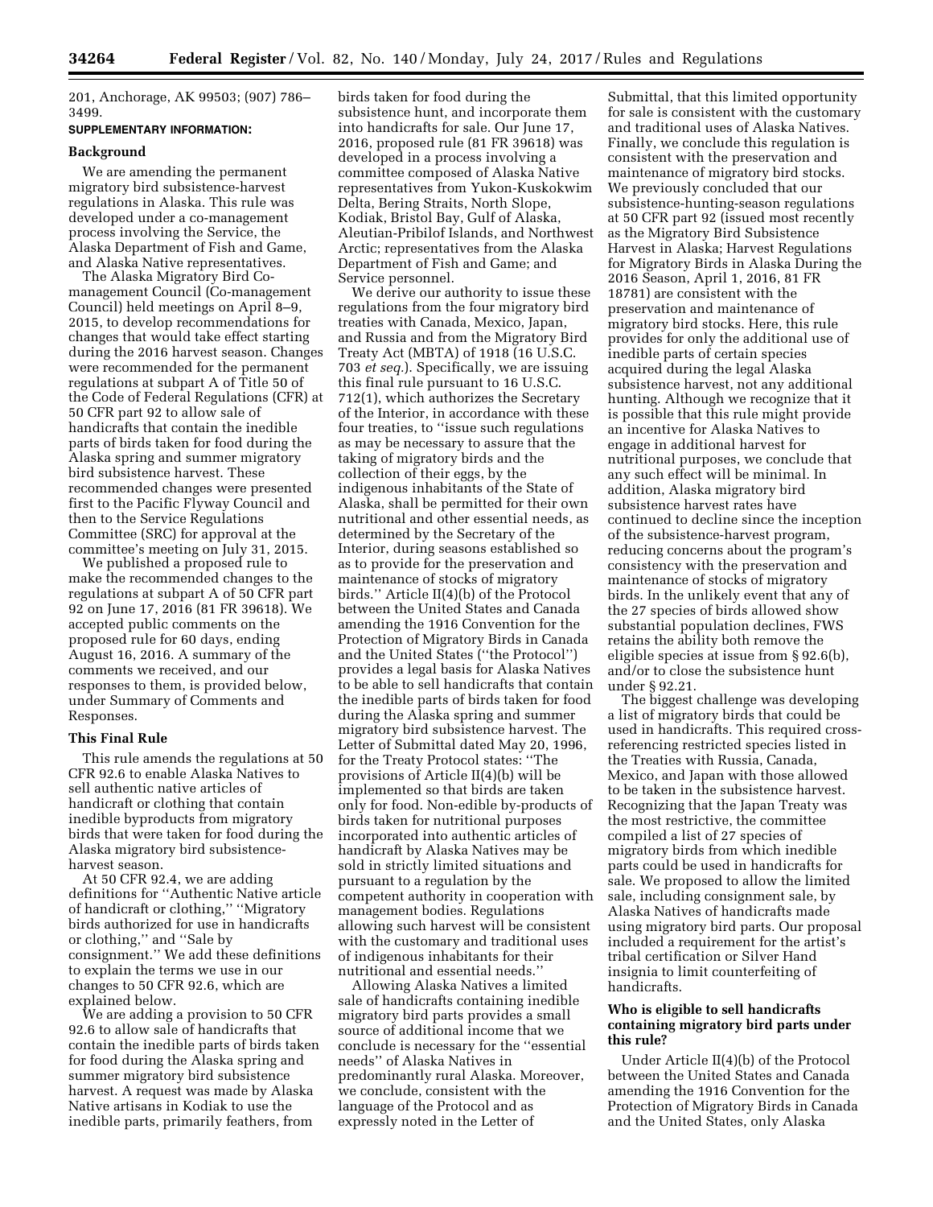201, Anchorage, AK 99503; (907) 786–3499.

**SUPPLEMENTARY INFORMATION:**

### Background

We are amending the permanent migratory bird subsistence-harvest regulations in Alaska. This rule was developed under a co-management process involving the Service, the Alaska Department of Fish and Game, and Alaska Native representatives.

The Alaska Migratory Bird Co-management Council (Co-management Council) held meetings on April 8–9, 2015, to develop recommendations for changes that would take effect starting during the 2016 harvest season. Changes were recommended for the permanent regulations at subpart A of Title 50 of the Code of Federal Regulations (CFR) at 50 CFR part 92 to allow sale of handicrafts that contain the inedible parts of birds taken for food during the Alaska spring and summer migratory bird subsistence harvest. These recommended changes were presented first to the Pacific Flyway Council and then to the Service Regulations Committee (SRC) for approval at the committee's meeting on July 31, 2015.

We published a proposed rule to make the recommended changes to the regulations at subpart A of 50 CFR part 92 on June 17, 2016 (81 FR 39618). We accepted public comments on the proposed rule for 60 days, ending August 16, 2016. A summary of the comments we received, and our responses to them, is provided below, under Summary of Comments and Responses.

### This Final Rule

This rule amends the regulations at 50 CFR 92.6 to enable Alaska Natives to sell authentic native articles of handicraft or clothing that contain inedible byproducts from migratory birds that were taken for food during the Alaska migratory bird subsistence-harvest season.

At 50 CFR 92.4, we are adding definitions for ''Authentic Native article of handicraft or clothing,'' ''Migratory birds authorized for use in handicrafts or clothing,'' and ''Sale by consignment.'' We add these definitions to explain the terms we use in our changes to 50 CFR 92.6, which are explained below.

We are adding a provision to 50 CFR 92.6 to allow sale of handicrafts that contain the inedible parts of birds taken for food during the Alaska spring and summer migratory bird subsistence harvest. A request was made by Alaska Native artisans in Kodiak to use the inedible parts, primarily feathers, from birds taken for food during the subsistence hunt, and incorporate them into handicrafts for sale. Our June 17, 2016, proposed rule (81 FR 39618) was developed in a process involving a committee composed of Alaska Native representatives from Yukon-Kuskokwim Delta, Bering Straits, North Slope, Kodiak, Bristol Bay, Gulf of Alaska, Aleutian-Pribilof Islands, and Northwest Arctic; representatives from the Alaska Department of Fish and Game; and Service personnel.

We derive our authority to issue these regulations from the four migratory bird treaties with Canada, Mexico, Japan, and Russia and from the Migratory Bird Treaty Act (MBTA) of 1918 (16 U.S.C. 703 *et seq.*). Specifically, we are issuing this final rule pursuant to 16 U.S.C. 712(1), which authorizes the Secretary of the Interior, in accordance with these four treaties, to ''issue such regulations as may be necessary to assure that the taking of migratory birds and the collection of their eggs, by the indigenous inhabitants of the State of Alaska, shall be permitted for their own nutritional and other essential needs, as determined by the Secretary of the Interior, during seasons established so as to provide for the preservation and maintenance of stocks of migratory birds.'' Article II(4)(b) of the Protocol between the United States and Canada amending the 1916 Convention for the Protection of Migratory Birds in Canada and the United States (''the Protocol'') provides a legal basis for Alaska Natives to be able to sell handicrafts that contain the inedible parts of birds taken for food during the Alaska spring and summer migratory bird subsistence harvest. The Letter of Submittal dated May 20, 1996, for the Treaty Protocol states: ''The provisions of Article II(4)(b) will be implemented so that birds are taken only for food. Non-edible by-products of birds taken for nutritional purposes incorporated into authentic articles of handicraft by Alaska Natives may be sold in strictly limited situations and pursuant to a regulation by the competent authority in cooperation with management bodies. Regulations allowing such harvest will be consistent with the customary and traditional uses of indigenous inhabitants for their nutritional and essential needs.''

Allowing Alaska Natives a limited sale of handicrafts containing inedible migratory bird parts provides a small source of additional income that we conclude is necessary for the ''essential needs'' of Alaska Natives in predominantly rural Alaska. Moreover, we conclude, consistent with the language of the Protocol and as expressly noted in the Letter of Submittal, that this limited opportunity for sale is consistent with the customary and traditional uses of Alaska Natives. Finally, we conclude this regulation is consistent with the preservation and maintenance of migratory bird stocks. We previously concluded that our subsistence-hunting-season regulations at 50 CFR part 92 (issued most recently as the Migratory Bird Subsistence Harvest in Alaska; Harvest Regulations for Migratory Birds in Alaska During the 2016 Season, April 1, 2016, 81 FR 18781) are consistent with the preservation and maintenance of migratory bird stocks. Here, this rule provides for only the additional use of inedible parts of certain species acquired during the legal Alaska subsistence harvest, not any additional hunting. Although we recognize that it is possible that this rule might provide an incentive for Alaska Natives to engage in additional harvest for nutritional purposes, we conclude that any such effect will be minimal. In addition, Alaska migratory bird subsistence harvest rates have continued to decline since the inception of the subsistence-harvest program, reducing concerns about the program's consistency with the preservation and maintenance of stocks of migratory birds. In the unlikely event that any of the 27 species of birds allowed show substantial population declines, FWS retains the ability both remove the eligible species at issue from § 92.6(b), and/or to close the subsistence hunt under § 92.21.

The biggest challenge was developing a list of migratory birds that could be used in handicrafts. This required cross-referencing restricted species listed in the Treaties with Russia, Canada, Mexico, and Japan with those allowed to be taken in the subsistence harvest. Recognizing that the Japan Treaty was the most restrictive, the committee compiled a list of 27 species of migratory birds from which inedible parts could be used in handicrafts for sale. We proposed to allow the limited sale, including consignment sale, by Alaska Natives of handicrafts made using migratory bird parts. Our proposal included a requirement for the artist's tribal certification or Silver Hand insignia to limit counterfeiting of handicrafts.

### Who is eligible to sell handicrafts containing migratory bird parts under this rule?

Under Article II(4)(b) of the Protocol between the United States and Canada amending the 1916 Convention for the Protection of Migratory Birds in Canada and the United States, only Alaska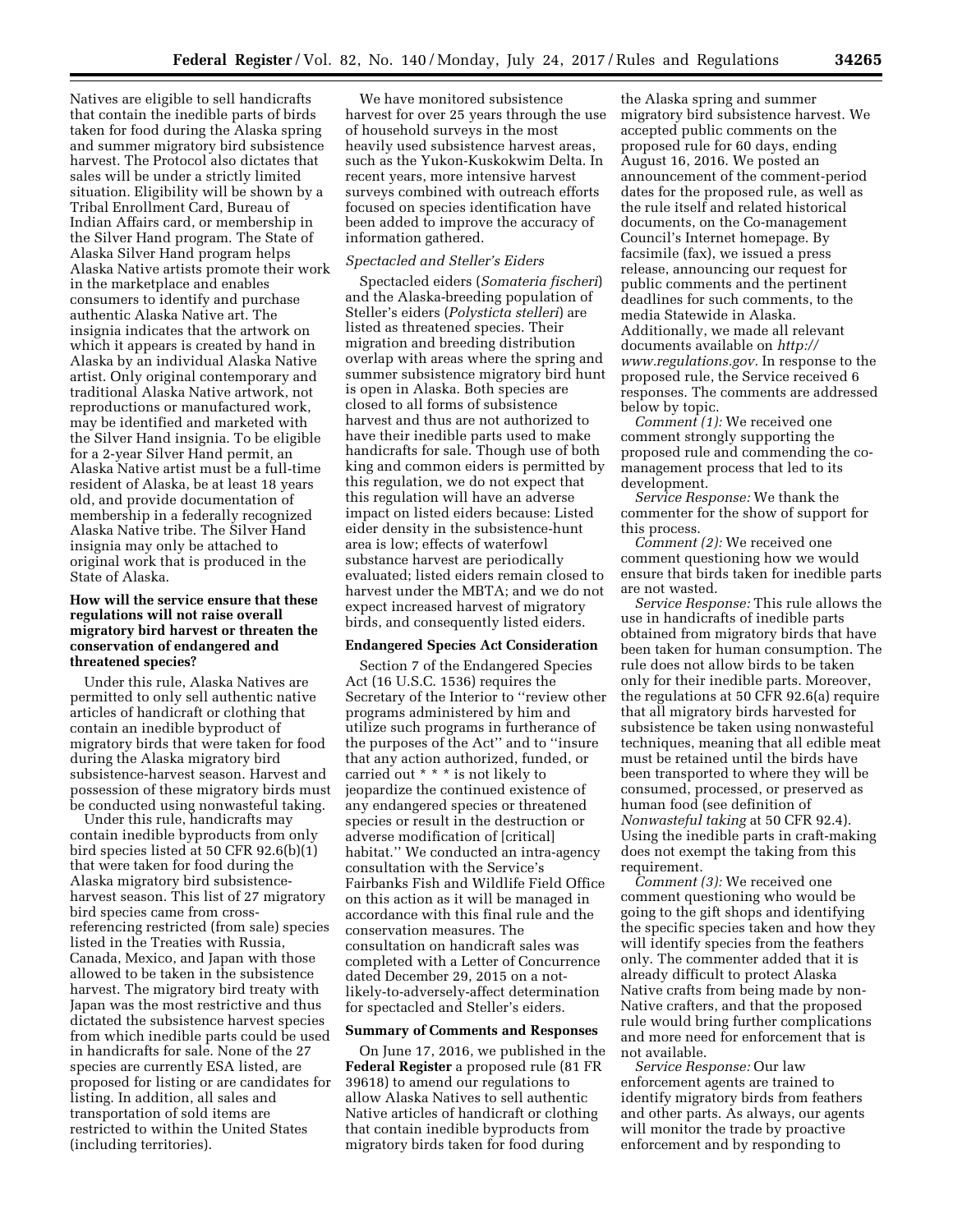Natives are eligible to sell handicrafts that contain the inedible parts of birds taken for food during the Alaska spring and summer migratory bird subsistence harvest. The Protocol also dictates that sales will be under a strictly limited situation. Eligibility will be shown by a Tribal Enrollment Card, Bureau of Indian Affairs card, or membership in the Silver Hand program. The State of Alaska Silver Hand program helps Alaska Native artists promote their work in the marketplace and enables consumers to identify and purchase authentic Alaska Native art. The insignia indicates that the artwork on which it appears is created by hand in Alaska by an individual Alaska Native artist. Only original contemporary and traditional Alaska Native artwork, not reproductions or manufactured work, may be identified and marketed with the Silver Hand insignia. To be eligible for a 2-year Silver Hand permit, an Alaska Native artist must be a full-time resident of Alaska, be at least 18 years old, and provide documentation of membership in a federally recognized Alaska Native tribe. The Silver Hand insignia may only be attached to original work that is produced in the State of Alaska.

### How will the service ensure that these regulations will not raise overall migratory bird harvest or threaten the conservation of endangered and threatened species?

Under this rule, Alaska Natives are permitted to only sell authentic native articles of handicraft or clothing that contain an inedible byproduct of migratory birds that were taken for food during the Alaska migratory bird subsistence-harvest season. Harvest and possession of these migratory birds must be conducted using nonwasteful taking.

Under this rule, handicrafts may contain inedible byproducts from only bird species listed at 50 CFR 92.6(b)(1) that were taken for food during the Alaska migratory bird subsistence-harvest season. This list of 27 migratory bird species came from cross-referencing restricted (from sale) species listed in the Treaties with Russia, Canada, Mexico, and Japan with those allowed to be taken in the subsistence harvest. The migratory bird treaty with Japan was the most restrictive and thus dictated the subsistence harvest species from which inedible parts could be used in handicrafts for sale. None of the 27 species are currently ESA listed, are proposed for listing or are candidates for listing. In addition, all sales and transportation of sold items are restricted to within the United States (including territories).

We have monitored subsistence harvest for over 25 years through the use of household surveys in the most heavily used subsistence harvest areas, such as the Yukon-Kuskokwim Delta. In recent years, more intensive harvest surveys combined with outreach efforts focused on species identification have been added to improve the accuracy of information gathered.

*Spectacled and Steller's Eiders*

Spectacled eiders (*Somateria fischeri*) and the Alaska-breeding population of Steller's eiders (*Polysticta stelleri*) are listed as threatened species. Their migration and breeding distribution overlap with areas where the spring and summer subsistence migratory bird hunt is open in Alaska. Both species are closed to all forms of subsistence harvest and thus are not authorized to have their inedible parts used to make handicrafts for sale. Though use of both king and common eiders is permitted by this regulation, we do not expect that this regulation will have an adverse impact on listed eiders because: Listed eider density in the subsistence-hunt area is low; effects of waterfowl substance harvest are periodically evaluated; listed eiders remain closed to harvest under the MBTA; and we do not expect increased harvest of migratory birds, and consequently listed eiders.

### Endangered Species Act Consideration

Section 7 of the Endangered Species Act (16 U.S.C. 1536) requires the Secretary of the Interior to ''review other programs administered by him and utilize such programs in furtherance of the purposes of the Act'' and to ''insure that any action authorized, funded, or carried out * * * is not likely to jeopardize the continued existence of any endangered species or threatened species or result in the destruction or adverse modification of [critical] habitat.'' We conducted an intra-agency consultation with the Service's Fairbanks Fish and Wildlife Field Office on this action as it will be managed in accordance with this final rule and the conservation measures. The consultation on handicraft sales was completed with a Letter of Concurrence dated December 29, 2015 on a not-likely-to-adversely-affect determination for spectacled and Steller's eiders.

### Summary of Comments and Responses

On June 17, 2016, we published in the **Federal Register** a proposed rule (81 FR 39618) to amend our regulations to allow Alaska Natives to sell authentic Native articles of handicraft or clothing that contain inedible byproducts from migratory birds taken for food during the Alaska spring and summer migratory bird subsistence harvest. We accepted public comments on the proposed rule for 60 days, ending August 16, 2016. We posted an announcement of the comment-period dates for the proposed rule, as well as the rule itself and related historical documents, on the Co-management Council's Internet homepage. By facsimile (fax), we issued a press release, announcing our request for public comments and the pertinent deadlines for such comments, to the media Statewide in Alaska. Additionally, we made all relevant documents available on *http://www.regulations.gov*. In response to the proposed rule, the Service received 6 responses. The comments are addressed below by topic.

*Comment (1):* We received one comment strongly supporting the proposed rule and commending the co-management process that led to its development.

*Service Response:* We thank the commenter for the show of support for this process.

*Comment (2):* We received one comment questioning how we would ensure that birds taken for inedible parts are not wasted.

*Service Response:* This rule allows the use in handicrafts of inedible parts obtained from migratory birds that have been taken for human consumption. The rule does not allow birds to be taken only for their inedible parts. Moreover, the regulations at 50 CFR 92.6(a) require that all migratory birds harvested for subsistence be taken using nonwasteful techniques, meaning that all edible meat must be retained until the birds have been transported to where they will be consumed, processed, or preserved as human food (see definition of *Nonwasteful taking* at 50 CFR 92.4). Using the inedible parts in craft-making does not exempt the taking from this requirement.

*Comment (3):* We received one comment questioning who would be going to the gift shops and identifying the specific species taken and how they will identify species from the feathers only. The commenter added that it is already difficult to protect Alaska Native crafts from being made by non-Native crafters, and that the proposed rule would bring further complications and more need for enforcement that is not available.

*Service Response:* Our law enforcement agents are trained to identify migratory birds from feathers and other parts. As always, our agents will monitor the trade by proactive enforcement and by responding to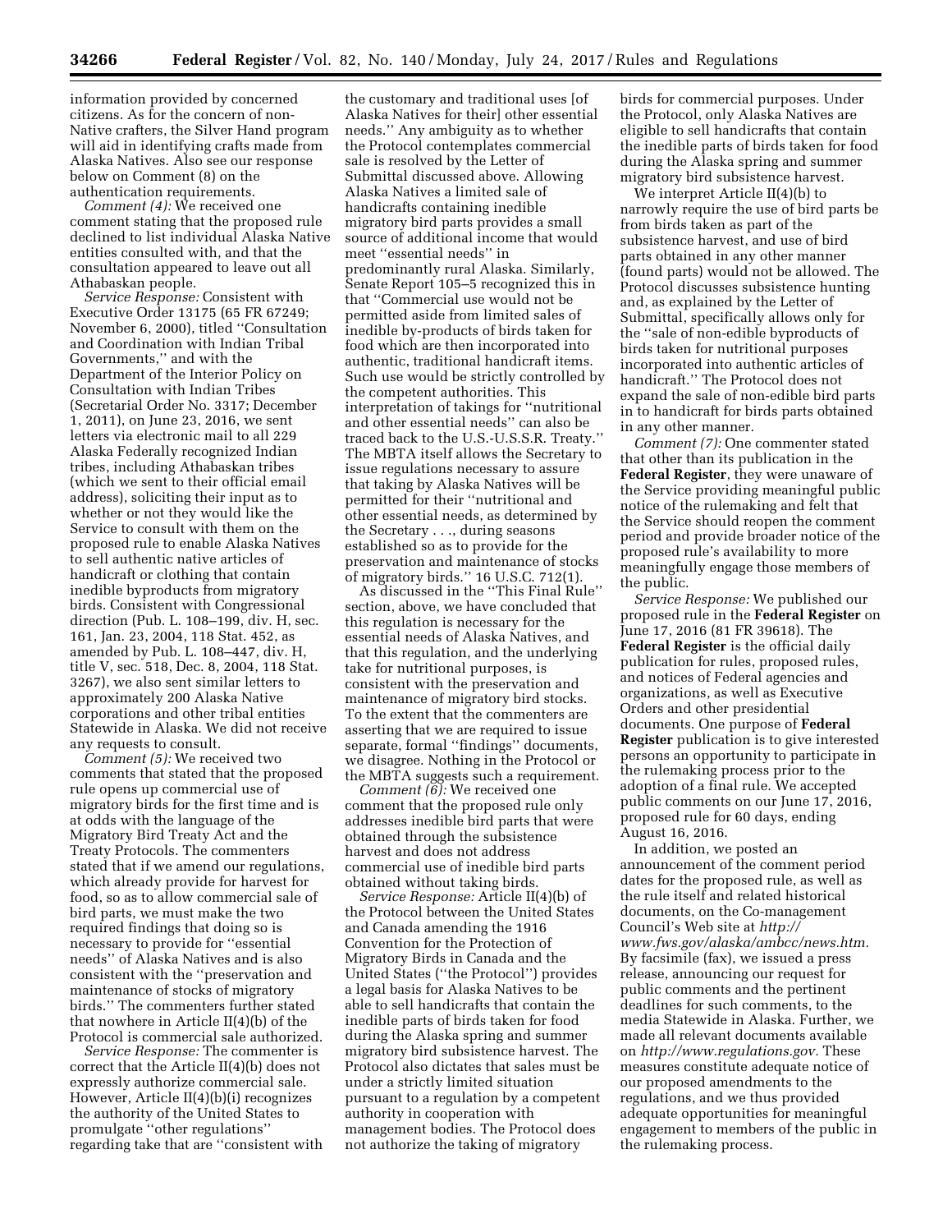information provided by concerned citizens. As for the concern of non-Native crafters, the Silver Hand program will aid in identifying crafts made from Alaska Natives. Also see our response below on Comment (8) on the authentication requirements.

*Comment (4):* We received one comment stating that the proposed rule declined to list individual Alaska Native entities consulted with, and that the consultation appeared to leave out all Athabaskan people.

*Service Response:* Consistent with Executive Order 13175 (65 FR 67249; November 6, 2000), titled ''Consultation and Coordination with Indian Tribal Governments,'' and with the Department of the Interior Policy on Consultation with Indian Tribes (Secretarial Order No. 3317; December 1, 2011), on June 23, 2016, we sent letters via electronic mail to all 229 Alaska Federally recognized Indian tribes, including Athabaskan tribes (which we sent to their official email address), soliciting their input as to whether or not they would like the Service to consult with them on the proposed rule to enable Alaska Natives to sell authentic native articles of handicraft or clothing that contain inedible byproducts from migratory birds. Consistent with Congressional direction (Pub. L. 108–199, div. H, sec. 161, Jan. 23, 2004, 118 Stat. 452, as amended by Pub. L. 108–447, div. H, title V, sec. 518, Dec. 8, 2004, 118 Stat. 3267), we also sent similar letters to approximately 200 Alaska Native corporations and other tribal entities Statewide in Alaska. We did not receive any requests to consult.

*Comment (5):* We received two comments that stated that the proposed rule opens up commercial use of migratory birds for the first time and is at odds with the language of the Migratory Bird Treaty Act and the Treaty Protocols. The commenters stated that if we amend our regulations, which already provide for harvest for food, so as to allow commercial sale of bird parts, we must make the two required findings that doing so is necessary to provide for ''essential needs'' of Alaska Natives and is also consistent with the ''preservation and maintenance of stocks of migratory birds.'' The commenters further stated that nowhere in Article II(4)(b) of the Protocol is commercial sale authorized.

*Service Response:* The commenter is correct that the Article II(4)(b) does not expressly authorize commercial sale. However, Article II(4)(b)(i) recognizes the authority of the United States to promulgate ''other regulations'' regarding take that are ''consistent with the customary and traditional uses [of Alaska Natives for their] other essential needs.'' Any ambiguity as to whether the Protocol contemplates commercial sale is resolved by the Letter of Submittal discussed above. Allowing Alaska Natives a limited sale of handicrafts containing inedible migratory bird parts provides a small source of additional income that would meet ''essential needs'' in predominantly rural Alaska. Similarly, Senate Report 105–5 recognized this in that ''Commercial use would not be permitted aside from limited sales of inedible by-products of birds taken for food which are then incorporated into authentic, traditional handicraft items. Such use would be strictly controlled by the competent authorities. This interpretation of takings for ''nutritional and other essential needs'' can also be traced back to the U.S.-U.S.S.R. Treaty.'' The MBTA itself allows the Secretary to issue regulations necessary to assure that taking by Alaska Natives will be permitted for their ''nutritional and other essential needs, as determined by the Secretary . . ., during seasons established so as to provide for the preservation and maintenance of stocks of migratory birds.'' 16 U.S.C. 712(1).

As discussed in the ''This Final Rule'' section, above, we have concluded that this regulation is necessary for the essential needs of Alaska Natives, and that this regulation, and the underlying take for nutritional purposes, is consistent with the preservation and maintenance of migratory bird stocks. To the extent that the commenters are asserting that we are required to issue separate, formal ''findings'' documents, we disagree. Nothing in the Protocol or the MBTA suggests such a requirement.

*Comment (6):* We received one comment that the proposed rule only addresses inedible bird parts that were obtained through the subsistence harvest and does not address commercial use of inedible bird parts obtained without taking birds.

*Service Response:* Article II(4)(b) of the Protocol between the United States and Canada amending the 1916 Convention for the Protection of Migratory Birds in Canada and the United States (''the Protocol'') provides a legal basis for Alaska Natives to be able to sell handicrafts that contain the inedible parts of birds taken for food during the Alaska spring and summer migratory bird subsistence harvest. The Protocol also dictates that sales must be under a strictly limited situation pursuant to a regulation by a competent authority in cooperation with management bodies. The Protocol does not authorize the taking of migratory birds for commercial purposes. Under the Protocol, only Alaska Natives are eligible to sell handicrafts that contain the inedible parts of birds taken for food during the Alaska spring and summer migratory bird subsistence harvest.

We interpret Article II(4)(b) to narrowly require the use of bird parts be from birds taken as part of the subsistence harvest, and use of bird parts obtained in any other manner (found parts) would not be allowed. The Protocol discusses subsistence hunting and, as explained by the Letter of Submittal, specifically allows only for the ''sale of non-edible byproducts of birds taken for nutritional purposes incorporated into authentic articles of handicraft.'' The Protocol does not expand the sale of non-edible bird parts in to handicraft for birds parts obtained in any other manner.

*Comment (7):* One commenter stated that other than its publication in the **Federal Register**, they were unaware of the Service providing meaningful public notice of the rulemaking and felt that the Service should reopen the comment period and provide broader notice of the proposed rule's availability to more meaningfully engage those members of the public.

*Service Response:* We published our proposed rule in the **Federal Register** on June 17, 2016 (81 FR 39618). The **Federal Register** is the official daily publication for rules, proposed rules, and notices of Federal agencies and organizations, as well as Executive Orders and other presidential documents. One purpose of **Federal Register** publication is to give interested persons an opportunity to participate in the rulemaking process prior to the adoption of a final rule. We accepted public comments on our June 17, 2016, proposed rule for 60 days, ending August 16, 2016.

In addition, we posted an announcement of the comment period dates for the proposed rule, as well as the rule itself and related historical documents, on the Co-management Council's Web site at *http://www.fws.gov/alaska/ambcc/news.htm.* By facsimile (fax), we issued a press release, announcing our request for public comments and the pertinent deadlines for such comments, to the media Statewide in Alaska. Further, we made all relevant documents available on *http://www.regulations.gov.* These measures constitute adequate notice of our proposed amendments to the regulations, and we thus provided adequate opportunities for meaningful engagement to members of the public in the rulemaking process.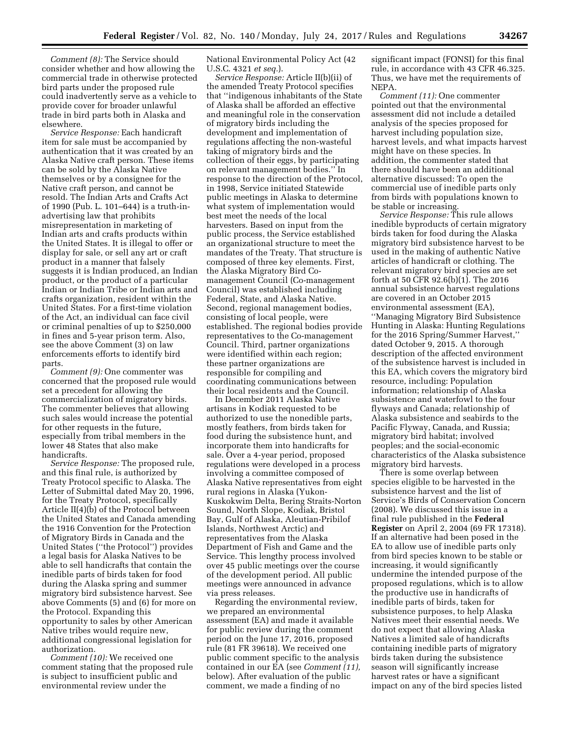*Comment (8):* The Service should consider whether and how allowing the commercial trade in otherwise protected bird parts under the proposed rule could inadvertently serve as a vehicle to provide cover for broader unlawful trade in bird parts both in Alaska and elsewhere.

*Service Response:* Each handicraft item for sale must be accompanied by authentication that it was created by an Alaska Native craft person. These items can be sold by the Alaska Native themselves or by a consignee for the Native craft person, and cannot be resold. The Indian Arts and Crafts Act of 1990 (Pub. L. 101–644) is a truth-in-advertising law that prohibits misrepresentation in marketing of Indian arts and crafts products within the United States. It is illegal to offer or display for sale, or sell any art or craft product in a manner that falsely suggests it is Indian produced, an Indian product, or the product of a particular Indian or Indian Tribe or Indian arts and crafts organization, resident within the United States. For a first-time violation of the Act, an individual can face civil or criminal penalties of up to $250,000 in fines and 5-year prison term. Also, see the above Comment (3) on law enforcements efforts to identify bird parts.

*Comment (9):* One commenter was concerned that the proposed rule would set a precedent for allowing the commercialization of migratory birds. The commenter believes that allowing such sales would increase the potential for other requests in the future, especially from tribal members in the lower 48 States that also make handicrafts.

*Service Response:* The proposed rule, and this final rule, is authorized by Treaty Protocol specific to Alaska. The Letter of Submittal dated May 20, 1996, for the Treaty Protocol, specifically Article II(4)(b) of the Protocol between the United States and Canada amending the 1916 Convention for the Protection of Migratory Birds in Canada and the United States (''the Protocol'') provides a legal basis for Alaska Natives to be able to sell handicrafts that contain the inedible parts of birds taken for food during the Alaska spring and summer migratory bird subsistence harvest. See above Comments (5) and (6) for more on the Protocol. Expanding this opportunity to sales by other American Native tribes would require new, additional congressional legislation for authorization.

*Comment (10):* We received one comment stating that the proposed rule is subject to insufficient public and environmental review under the National Environmental Policy Act (42 U.S.C. 4321 *et seq.*).

*Service Response:* Article II(b)(ii) of the amended Treaty Protocol specifies that ''indigenous inhabitants of the State of Alaska shall be afforded an effective and meaningful role in the conservation of migratory birds including the development and implementation of regulations affecting the non-wasteful taking of migratory birds and the collection of their eggs, by participating on relevant management bodies.'' In response to the direction of the Protocol, in 1998, Service initiated Statewide public meetings in Alaska to determine what system of implementation would best meet the needs of the local harvesters. Based on input from the public process, the Service established an organizational structure to meet the mandates of the Treaty. That structure is composed of three key elements. First, the Alaska Migratory Bird Co-management Council (Co-management Council) was established including Federal, State, and Alaska Native. Second, regional management bodies, consisting of local people, were established. The regional bodies provide representatives to the Co-management Council. Third, partner organizations were identified within each region; these partner organizations are responsible for compiling and coordinating communications between their local residents and the Council.

In December 2011 Alaska Native artisans in Kodiak requested to be authorized to use the nonedible parts, mostly feathers, from birds taken for food during the subsistence hunt, and incorporate them into handicrafts for sale. Over a 4-year period, proposed regulations were developed in a process involving a committee composed of Alaska Native representatives from eight rural regions in Alaska (Yukon-Kuskokwim Delta, Bering Straits-Norton Sound, North Slope, Kodiak, Bristol Bay, Gulf of Alaska, Aleutian-Pribilof Islands, Northwest Arctic) and representatives from the Alaska Department of Fish and Game and the Service. This lengthy process involved over 45 public meetings over the course of the development period. All public meetings were announced in advance via press releases.

Regarding the environmental review, we prepared an environmental assessment (EA) and made it available for public review during the comment period on the June 17, 2016, proposed rule (81 FR 39618). We received one public comment specific to the analysis contained in our EA (see *Comment (11),* below). After evaluation of the public comment, we made a finding of no significant impact (FONSI) for this final rule, in accordance with 43 CFR 46.325. Thus, we have met the requirements of NEPA.

*Comment (11):* One commenter pointed out that the environmental assessment did not include a detailed analysis of the species proposed for harvest including population size, harvest levels, and what impacts harvest might have on these species. In addition, the commenter stated that there should have been an additional alternative discussed: To open the commercial use of inedible parts only from birds with populations known to be stable or increasing.

*Service Response:* This rule allows inedible byproducts of certain migratory birds taken for food during the Alaska migratory bird subsistence harvest to be used in the making of authentic Native articles of handicraft or clothing. The relevant migratory bird species are set forth at 50 CFR 92.6(b)(1). The 2016 annual subsistence harvest regulations are covered in an October 2015 environmental assessment (EA), ''Managing Migratory Bird Subsistence Hunting in Alaska: Hunting Regulations for the 2016 Spring/Summer Harvest,'' dated October 9, 2015. A thorough description of the affected environment of the subsistence harvest is included in this EA, which covers the migratory bird resource, including: Population information; relationship of Alaska subsistence and waterfowl to the four flyways and Canada; relationship of Alaska subsistence and seabirds to the Pacific Flyway, Canada, and Russia; migratory bird habitat; involved peoples; and the social-economic characteristics of the Alaska subsistence migratory bird harvests.

There is some overlap between species eligible to be harvested in the subsistence harvest and the list of Service's Birds of Conservation Concern (2008). We discussed this issue in a final rule published in the **Federal Register** on April 2, 2004 (69 FR 17318). If an alternative had been posed in the EA to allow use of inedible parts only from bird species known to be stable or increasing, it would significantly undermine the intended purpose of the proposed regulations, which is to allow the productive use in handicrafts of inedible parts of birds, taken for subsistence purposes, to help Alaska Natives meet their essential needs. We do not expect that allowing Alaska Natives a limited sale of handicrafts containing inedible parts of migratory birds taken during the subsistence season will significantly increase harvest rates or have a significant impact on any of the bird species listed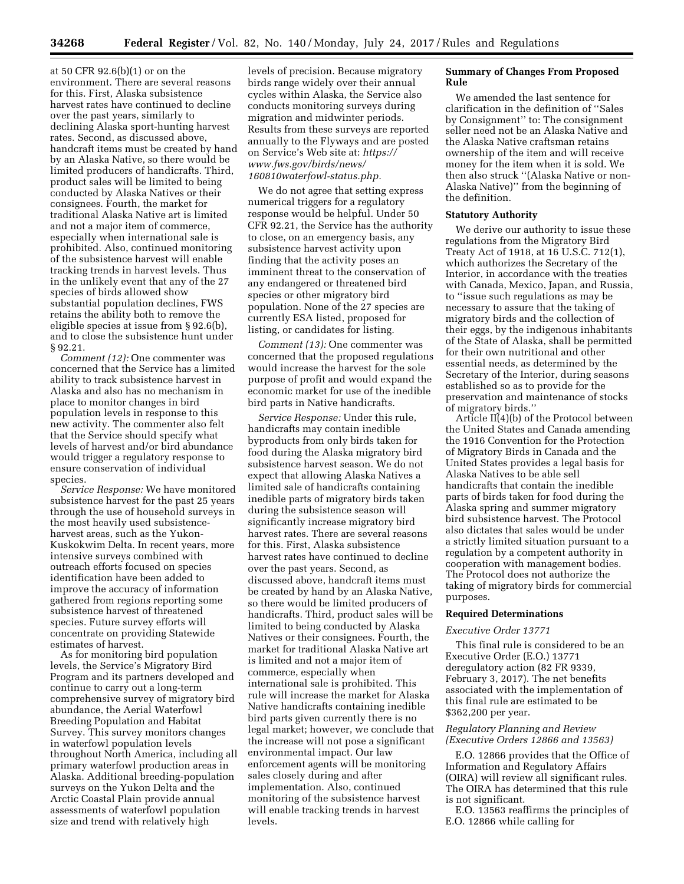at 50 CFR 92.6(b)(1) or on the environment. There are several reasons for this. First, Alaska subsistence harvest rates have continued to decline over the past years, similarly to declining Alaska sport-hunting harvest rates. Second, as discussed above, handcraft items must be created by hand by an Alaska Native, so there would be limited producers of handicrafts. Third, product sales will be limited to being conducted by Alaska Natives or their consignees. Fourth, the market for traditional Alaska Native art is limited and not a major item of commerce, especially when international sale is prohibited. Also, continued monitoring of the subsistence harvest will enable tracking trends in harvest levels. Thus in the unlikely event that any of the 27 species of birds allowed show substantial population declines, FWS retains the ability both to remove the eligible species at issue from § 92.6(b), and to close the subsistence hunt under § 92.21.

*Comment (12):* One commenter was concerned that the Service has a limited ability to track subsistence harvest in Alaska and also has no mechanism in place to monitor changes in bird population levels in response to this new activity. The commenter also felt that the Service should specify what levels of harvest and/or bird abundance would trigger a regulatory response to ensure conservation of individual species.

*Service Response:* We have monitored subsistence harvest for the past 25 years through the use of household surveys in the most heavily used subsistence-harvest areas, such as the Yukon-Kuskokwim Delta. In recent years, more intensive surveys combined with outreach efforts focused on species identification have been added to improve the accuracy of information gathered from regions reporting some subsistence harvest of threatened species. Future survey efforts will concentrate on providing Statewide estimates of harvest.

As for monitoring bird population levels, the Service's Migratory Bird Program and its partners developed and continue to carry out a long-term comprehensive survey of migratory bird abundance, the Aerial Waterfowl Breeding Population and Habitat Survey. This survey monitors changes in waterfowl population levels throughout North America, including all primary waterfowl production areas in Alaska. Additional breeding-population surveys on the Yukon Delta and the Arctic Coastal Plain provide annual assessments of waterfowl population size and trend with relatively high levels of precision. Because migratory birds range widely over their annual cycles within Alaska, the Service also conducts monitoring surveys during migration and midwinter periods. Results from these surveys are reported annually to the Flyways and are posted on Service's Web site at: *https://www.fws.gov/birds/news/160810waterfowl-status.php.*

We do not agree that setting express numerical triggers for a regulatory response would be helpful. Under 50 CFR 92.21, the Service has the authority to close, on an emergency basis, any subsistence harvest activity upon finding that the activity poses an imminent threat to the conservation of any endangered or threatened bird species or other migratory bird population. None of the 27 species are currently ESA listed, proposed for listing, or candidates for listing.

*Comment (13):* One commenter was concerned that the proposed regulations would increase the harvest for the sole purpose of profit and would expand the economic market for use of the inedible bird parts in Native handicrafts.

*Service Response:* Under this rule, handicrafts may contain inedible byproducts from only birds taken for food during the Alaska migratory bird subsistence harvest season. We do not expect that allowing Alaska Natives a limited sale of handicrafts containing inedible parts of migratory birds taken during the subsistence season will significantly increase migratory bird harvest rates. There are several reasons for this. First, Alaska subsistence harvest rates have continued to decline over the past years. Second, as discussed above, handcraft items must be created by hand by an Alaska Native, so there would be limited producers of handicrafts. Third, product sales will be limited to being conducted by Alaska Natives or their consignees. Fourth, the market for traditional Alaska Native art is limited and not a major item of commerce, especially when international sale is prohibited. This rule will increase the market for Alaska Native handicrafts containing inedible bird parts given currently there is no legal market; however, we conclude that the increase will not pose a significant environmental impact. Our law enforcement agents will be monitoring sales closely during and after implementation. Also, continued monitoring of the subsistence harvest will enable tracking trends in harvest levels.

**Summary of Changes From Proposed Rule**

We amended the last sentence for clarification in the definition of ''Sales by Consignment'' to: The consignment seller need not be an Alaska Native and the Alaska Native craftsman retains ownership of the item and will receive money for the item when it is sold. We then also struck ''(Alaska Native or non-Alaska Native)'' from the beginning of the definition.

**Statutory Authority**

We derive our authority to issue these regulations from the Migratory Bird Treaty Act of 1918, at 16 U.S.C. 712(1), which authorizes the Secretary of the Interior, in accordance with the treaties with Canada, Mexico, Japan, and Russia, to ''issue such regulations as may be necessary to assure that the taking of migratory birds and the collection of their eggs, by the indigenous inhabitants of the State of Alaska, shall be permitted for their own nutritional and other essential needs, as determined by the Secretary of the Interior, during seasons established so as to provide for the preservation and maintenance of stocks of migratory birds.''

Article II(4)(b) of the Protocol between the United States and Canada amending the 1916 Convention for the Protection of Migratory Birds in Canada and the United States provides a legal basis for Alaska Natives to be able sell handicrafts that contain the inedible parts of birds taken for food during the Alaska spring and summer migratory bird subsistence harvest. The Protocol also dictates that sales would be under a strictly limited situation pursuant to a regulation by a competent authority in cooperation with management bodies. The Protocol does not authorize the taking of migratory birds for commercial purposes.

**Required Determinations**

*Executive Order 13771*

This final rule is considered to be an Executive Order (E.O.) 13771 deregulatory action (82 FR 9339, February 3, 2017). The net benefits associated with the implementation of this final rule are estimated to be $362,200 per year.

*Regulatory Planning and Review (Executive Orders 12866 and 13563)*

E.O. 12866 provides that the Office of Information and Regulatory Affairs (OIRA) will review all significant rules. The OIRA has determined that this rule is not significant.

E.O. 13563 reaffirms the principles of E.O. 12866 while calling for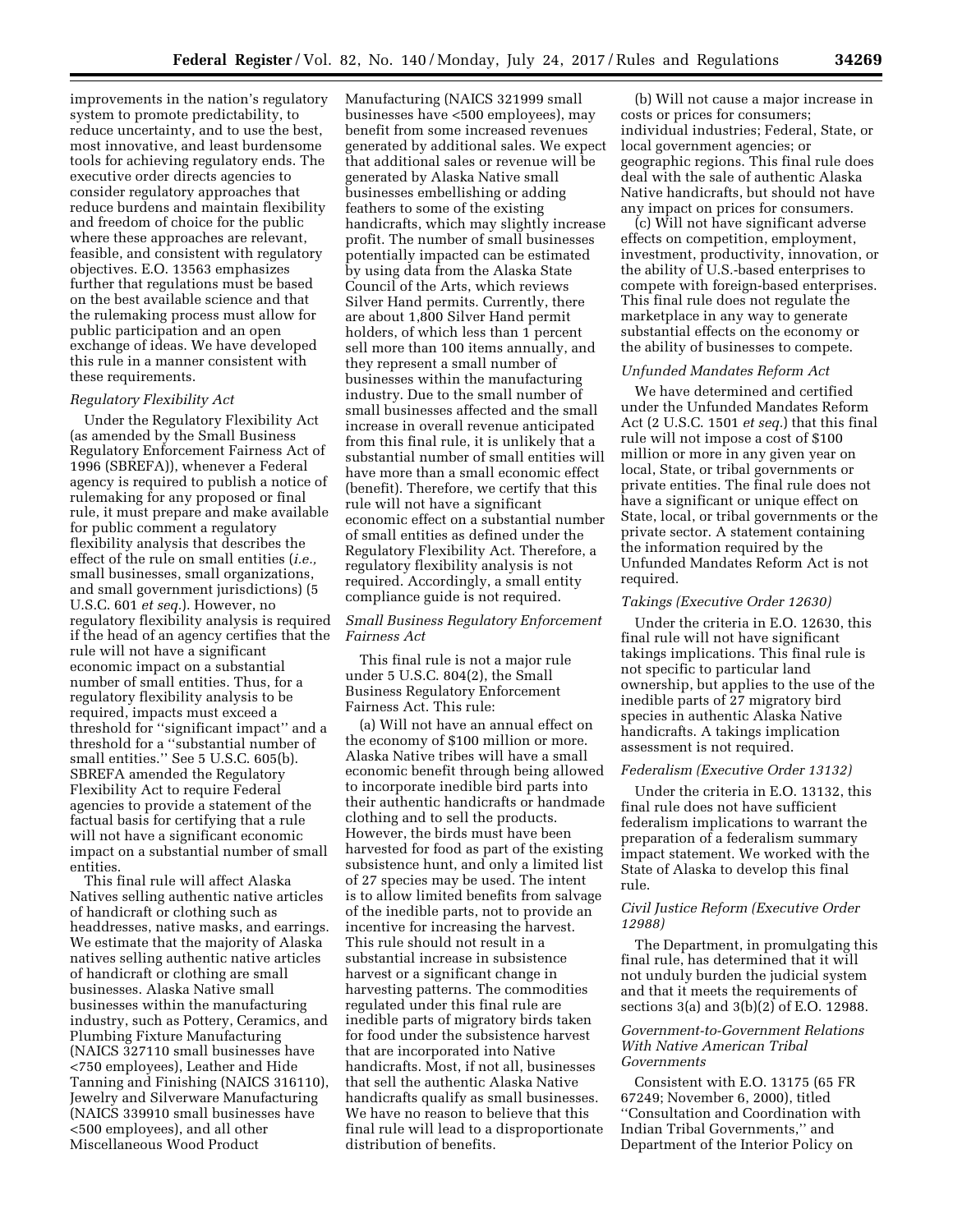improvements in the nation's regulatory system to promote predictability, to reduce uncertainty, and to use the best, most innovative, and least burdensome tools for achieving regulatory ends. The executive order directs agencies to consider regulatory approaches that reduce burdens and maintain flexibility and freedom of choice for the public where these approaches are relevant, feasible, and consistent with regulatory objectives. E.O. 13563 emphasizes further that regulations must be based on the best available science and that the rulemaking process must allow for public participation and an open exchange of ideas. We have developed this rule in a manner consistent with these requirements.

### *Regulatory Flexibility Act*

Under the Regulatory Flexibility Act (as amended by the Small Business Regulatory Enforcement Fairness Act of 1996 (SBREFA)), whenever a Federal agency is required to publish a notice of rulemaking for any proposed or final rule, it must prepare and make available for public comment a regulatory flexibility analysis that describes the effect of the rule on small entities (*i.e.,* small businesses, small organizations, and small government jurisdictions) (5 U.S.C. 601 *et seq.*). However, no regulatory flexibility analysis is required if the head of an agency certifies that the rule will not have a significant economic impact on a substantial number of small entities. Thus, for a regulatory flexibility analysis to be required, impacts must exceed a threshold for ''significant impact'' and a threshold for a ''substantial number of small entities.'' See 5 U.S.C. 605(b). SBREFA amended the Regulatory Flexibility Act to require Federal agencies to provide a statement of the factual basis for certifying that a rule will not have a significant economic impact on a substantial number of small entities.

This final rule will affect Alaska Natives selling authentic native articles of handicraft or clothing such as headdresses, native masks, and earrings. We estimate that the majority of Alaska natives selling authentic native articles of handicraft or clothing are small businesses. Alaska Native small businesses within the manufacturing industry, such as Pottery, Ceramics, and Plumbing Fixture Manufacturing (NAICS 327110 small businesses have <750 employees), Leather and Hide Tanning and Finishing (NAICS 316110), Jewelry and Silverware Manufacturing (NAICS 339910 small businesses have <500 employees), and all other Miscellaneous Wood Product Manufacturing (NAICS 321999 small businesses have <500 employees), may benefit from some increased revenues generated by additional sales. We expect that additional sales or revenue will be generated by Alaska Native small businesses embellishing or adding feathers to some of the existing handicrafts, which may slightly increase profit. The number of small businesses potentially impacted can be estimated by using data from the Alaska State Council of the Arts, which reviews Silver Hand permits. Currently, there are about 1,800 Silver Hand permit holders, of which less than 1 percent sell more than 100 items annually, and they represent a small number of businesses within the manufacturing industry. Due to the small number of small businesses affected and the small increase in overall revenue anticipated from this final rule, it is unlikely that a substantial number of small entities will have more than a small economic effect (benefit). Therefore, we certify that this rule will not have a significant economic effect on a substantial number of small entities as defined under the Regulatory Flexibility Act. Therefore, a regulatory flexibility analysis is not required. Accordingly, a small entity compliance guide is not required.

### *Small Business Regulatory Enforcement Fairness Act*

This final rule is not a major rule under 5 U.S.C. 804(2), the Small Business Regulatory Enforcement Fairness Act. This rule:

(a) Will not have an annual effect on the economy of $100 million or more. Alaska Native tribes will have a small economic benefit through being allowed to incorporate inedible bird parts into their authentic handicrafts or handmade clothing and to sell the products. However, the birds must have been harvested for food as part of the existing subsistence hunt, and only a limited list of 27 species may be used. The intent is to allow limited benefits from salvage of the inedible parts, not to provide an incentive for increasing the harvest. This rule should not result in a substantial increase in subsistence harvest or a significant change in harvesting patterns. The commodities regulated under this final rule are inedible parts of migratory birds taken for food under the subsistence harvest that are incorporated into Native handicrafts. Most, if not all, businesses that sell the authentic Alaska Native handicrafts qualify as small businesses. We have no reason to believe that this final rule will lead to a disproportionate distribution of benefits.

(b) Will not cause a major increase in costs or prices for consumers; individual industries; Federal, State, or local government agencies; or geographic regions. This final rule does deal with the sale of authentic Alaska Native handicrafts, but should not have any impact on prices for consumers.

(c) Will not have significant adverse effects on competition, employment, investment, productivity, innovation, or the ability of U.S.-based enterprises to compete with foreign-based enterprises. This final rule does not regulate the marketplace in any way to generate substantial effects on the economy or the ability of businesses to compete.

### *Unfunded Mandates Reform Act*

We have determined and certified under the Unfunded Mandates Reform Act (2 U.S.C. 1501 *et seq.*) that this final rule will not impose a cost of $100 million or more in any given year on local, State, or tribal governments or private entities. The final rule does not have a significant or unique effect on State, local, or tribal governments or the private sector. A statement containing the information required by the Unfunded Mandates Reform Act is not required.

### *Takings (Executive Order 12630)*

Under the criteria in E.O. 12630, this final rule will not have significant takings implications. This final rule is not specific to particular land ownership, but applies to the use of the inedible parts of 27 migratory bird species in authentic Alaska Native handicrafts. A takings implication assessment is not required.

### *Federalism (Executive Order 13132)*

Under the criteria in E.O. 13132, this final rule does not have sufficient federalism implications to warrant the preparation of a federalism summary impact statement. We worked with the State of Alaska to develop this final rule.

### *Civil Justice Reform (Executive Order 12988)*

The Department, in promulgating this final rule, has determined that it will not unduly burden the judicial system and that it meets the requirements of sections 3(a) and 3(b)(2) of E.O. 12988.

### *Government-to-Government Relations With Native American Tribal Governments*

Consistent with E.O. 13175 (65 FR 67249; November 6, 2000), titled ''Consultation and Coordination with Indian Tribal Governments,'' and Department of the Interior Policy on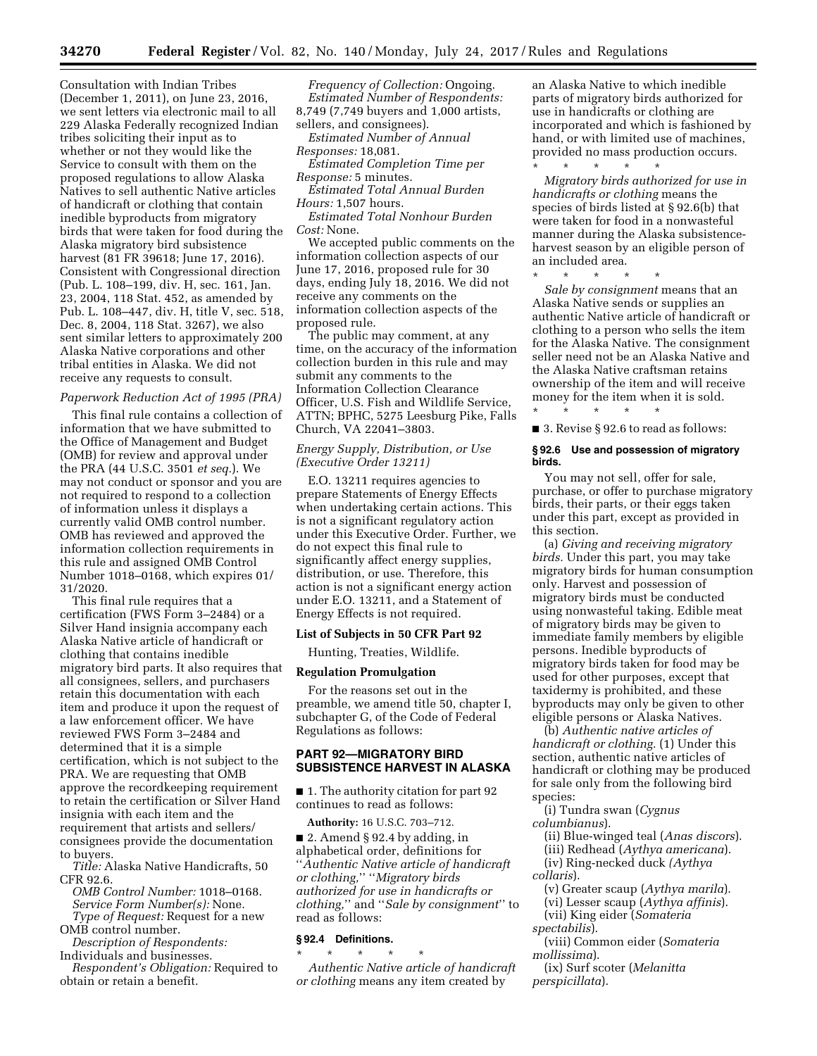Consultation with Indian Tribes (December 1, 2011), on June 23, 2016, we sent letters via electronic mail to all 229 Alaska Federally recognized Indian tribes soliciting their input as to whether or not they would like the Service to consult with them on the proposed regulations to allow Alaska Natives to sell authentic Native articles of handicraft or clothing that contain inedible byproducts from migratory birds that were taken for food during the Alaska migratory bird subsistence harvest (81 FR 39618; June 17, 2016). Consistent with Congressional direction (Pub. L. 108–199, div. H, sec. 161, Jan. 23, 2004, 118 Stat. 452, as amended by Pub. L. 108–447, div. H, title V, sec. 518, Dec. 8, 2004, 118 Stat. 3267), we also sent similar letters to approximately 200 Alaska Native corporations and other tribal entities in Alaska. We did not receive any requests to consult.

*Paperwork Reduction Act of 1995 (PRA)*

This final rule contains a collection of information that we have submitted to the Office of Management and Budget (OMB) for review and approval under the PRA (44 U.S.C. 3501 *et seq.*). We may not conduct or sponsor and you are not required to respond to a collection of information unless it displays a currently valid OMB control number. OMB has reviewed and approved the information collection requirements in this rule and assigned OMB Control Number 1018–0168, which expires 01/31/2020.

This final rule requires that a certification (FWS Form 3–2484) or a Silver Hand insignia accompany each Alaska Native article of handicraft or clothing that contains inedible migratory bird parts. It also requires that all consignees, sellers, and purchasers retain this documentation with each item and produce it upon the request of a law enforcement officer. We have reviewed FWS Form 3–2484 and determined that it is a simple certification, which is not subject to the PRA. We are requesting that OMB approve the recordkeeping requirement to retain the certification or Silver Hand insignia with each item and the requirement that artists and sellers/consignees provide the documentation to buyers.

*Title:* Alaska Native Handicrafts, 50 CFR 92.6.

*OMB Control Number:* 1018–0168.

*Service Form Number(s):* None.

*Type of Request:* Request for a new OMB control number.

*Description of Respondents:* Individuals and businesses.

*Respondent's Obligation:* Required to obtain or retain a benefit.

*Frequency of Collection:* Ongoing.

*Estimated Number of Respondents:* 8,749 (7,749 buyers and 1,000 artists, sellers, and consignees).

*Estimated Number of Annual Responses:* 18,081.

*Estimated Completion Time per Response:* 5 minutes.

*Estimated Total Annual Burden Hours:* 1,507 hours.

*Estimated Total Nonhour Burden Cost:* None.

We accepted public comments on the information collection aspects of our June 17, 2016, proposed rule for 30 days, ending July 18, 2016. We did not receive any comments on the information collection aspects of the proposed rule.

The public may comment, at any time, on the accuracy of the information collection burden in this rule and may submit any comments to the Information Collection Clearance Officer, U.S. Fish and Wildlife Service, ATTN; BPHC, 5275 Leesburg Pike, Falls Church, VA 22041–3803.

*Energy Supply, Distribution, or Use (Executive Order 13211)*

E.O. 13211 requires agencies to prepare Statements of Energy Effects when undertaking certain actions. This is not a significant regulatory action under this Executive Order. Further, we do not expect this final rule to significantly affect energy supplies, distribution, or use. Therefore, this action is not a significant energy action under E.O. 13211, and a Statement of Energy Effects is not required.

**List of Subjects in 50 CFR Part 92**

Hunting, Treaties, Wildlife.

**Regulation Promulgation**

For the reasons set out in the preamble, we amend title 50, chapter I, subchapter G, of the Code of Federal Regulations as follows:

## PART 92—MIGRATORY BIRD SUBSISTENCE HARVEST IN ALASKA

■ 1. The authority citation for part 92 continues to read as follows:

**Authority:** 16 U.S.C. 703–712.

■ 2. Amend § 92.4 by adding, in alphabetical order, definitions for ''*Authentic Native article of handicraft or clothing,*'' ''*Migratory birds authorized for use in handicrafts or clothing,*'' and ''*Sale by consignment*'' to read as follows:

### § 92.4 Definitions.

\* \* \* \* \*

*Authentic Native article of handicraft or clothing* means any item created by an Alaska Native to which inedible parts of migratory birds authorized for use in handicrafts or clothing are incorporated and which is fashioned by hand, or with limited use of machines, provided no mass production occurs.

\* \* \* \* \*

*Migratory birds authorized for use in handicrafts or clothing* means the species of birds listed at § 92.6(b) that were taken for food in a nonwasteful manner during the Alaska subsistence-harvest season by an eligible person of an included area.

\* \* \* \* \*

*Sale by consignment* means that an Alaska Native sends or supplies an authentic Native article of handicraft or clothing to a person who sells the item for the Alaska Native. The consignment seller need not be an Alaska Native and the Alaska Native craftsman retains ownership of the item and will receive money for the item when it is sold.

\* \* \* \* \*

■ 3. Revise § 92.6 to read as follows:

### § 92.6 Use and possession of migratory birds.

You may not sell, offer for sale, purchase, or offer to purchase migratory birds, their parts, or their eggs taken under this part, except as provided in this section.

(a) *Giving and receiving migratory birds.* Under this part, you may take migratory birds for human consumption only. Harvest and possession of migratory birds must be conducted using nonwasteful taking. Edible meat of migratory birds may be given to immediate family members by eligible persons. Inedible byproducts of migratory birds taken for food may be used for other purposes, except that taxidermy is prohibited, and these byproducts may only be given to other eligible persons or Alaska Natives.

(b) *Authentic native articles of handicraft or clothing.* (1) Under this section, authentic native articles of handicraft or clothing may be produced for sale only from the following bird species:

(i) Tundra swan (*Cygnus columbianus*).

(ii) Blue-winged teal (*Anas discors*).

(iii) Redhead (*Aythya americana*).

(iv) Ring-necked duck *(Aythya collaris*).

(v) Greater scaup (*Aythya marila*).

(vi) Lesser scaup (*Aythya affinis*).

(vii) King eider (*Somateria spectabilis*).

(viii) Common eider (*Somateria mollissima*).

(ix) Surf scoter (*Melanitta perspicillata*).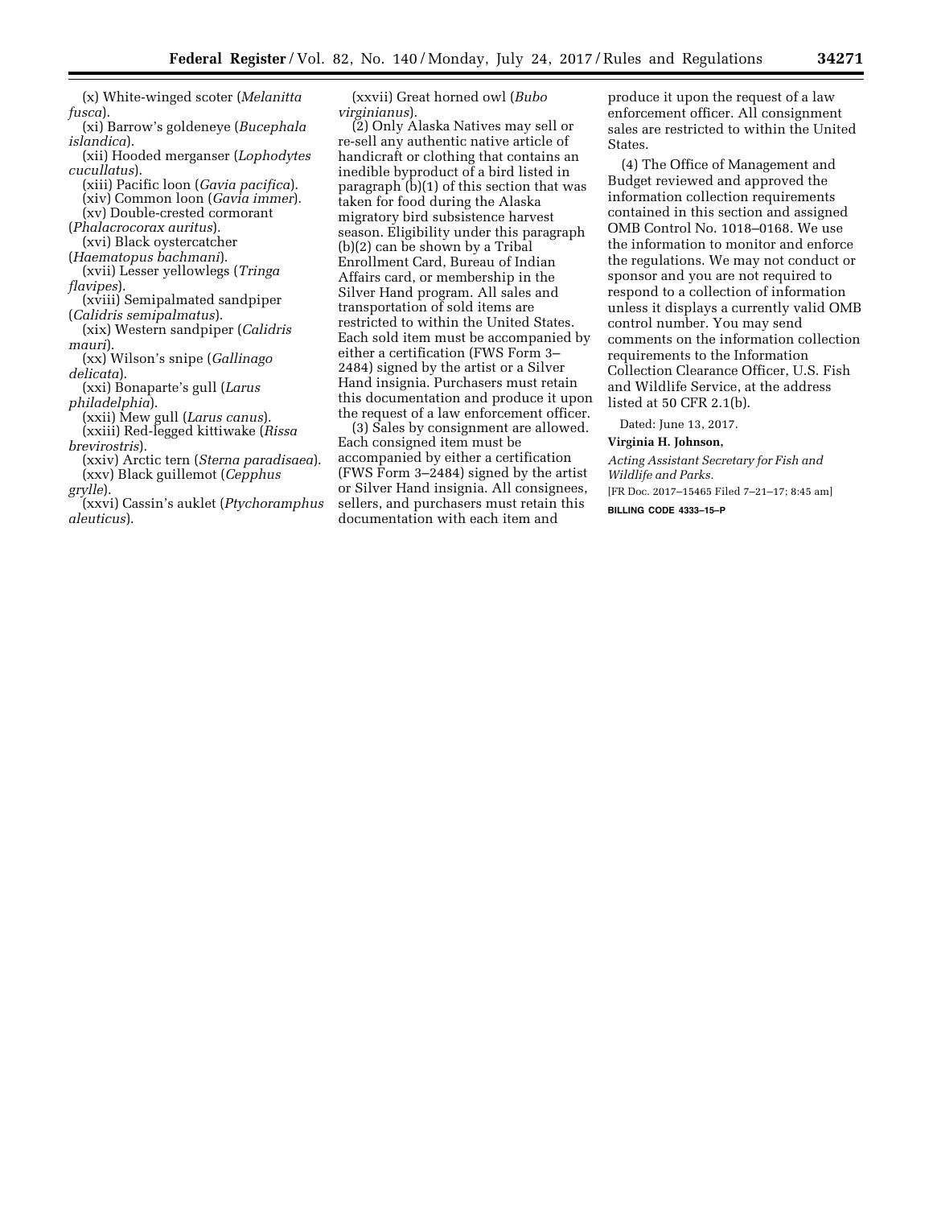(x) White-winged scoter (*Melanitta fusca*).

(xi) Barrow's goldeneye (*Bucephala islandica*).

(xii) Hooded merganser (*Lophodytes cucullatus*).

(xiii) Pacific loon (*Gavia pacifica*).

(xiv) Common loon (*Gavia immer*).

(xv) Double-crested cormorant (*Phalacrocorax auritus*).

(xvi) Black oystercatcher (*Haematopus bachmani*).

(xvii) Lesser yellowlegs (*Tringa flavipes*).

(xviii) Semipalmated sandpiper (*Calidris semipalmatus*).

(xix) Western sandpiper (*Calidris mauri*).

(xx) Wilson's snipe (*Gallinago delicata*).

(xxi) Bonaparte's gull (*Larus philadelphia*).

(xxii) Mew gull (*Larus canus*).

(xxiii) Red-legged kittiwake (*Rissa brevirostris*).

(xxiv) Arctic tern (*Sterna paradisaea*).

(xxv) Black guillemot (*Cepphus grylle*).

(xxvi) Cassin's auklet (*Ptychoramphus aleuticus*).

(xxvii) Great horned owl (*Bubo virginianus*).

(2) Only Alaska Natives may sell or re-sell any authentic native article of handicraft or clothing that contains an inedible byproduct of a bird listed in paragraph (b)(1) of this section that was taken for food during the Alaska migratory bird subsistence harvest season. Eligibility under this paragraph (b)(2) can be shown by a Tribal Enrollment Card, Bureau of Indian Affairs card, or membership in the Silver Hand program. All sales and transportation of sold items are restricted to within the United States. Each sold item must be accompanied by either a certification (FWS Form 3–2484) signed by the artist or a Silver Hand insignia. Purchasers must retain this documentation and produce it upon the request of a law enforcement officer.

(3) Sales by consignment are allowed. Each consigned item must be accompanied by either a certification (FWS Form 3–2484) signed by the artist or Silver Hand insignia. All consignees, sellers, and purchasers must retain this documentation with each item and produce it upon the request of a law enforcement officer. All consignment sales are restricted to within the United States.

(4) The Office of Management and Budget reviewed and approved the information collection requirements contained in this section and assigned OMB Control No. 1018–0168. We use the information to monitor and enforce the regulations. We may not conduct or sponsor and you are not required to respond to a collection of information unless it displays a currently valid OMB control number. You may send comments on the information collection requirements to the Information Collection Clearance Officer, U.S. Fish and Wildlife Service, at the address listed at 50 CFR 2.1(b).

Dated: June 13, 2017.

**Virginia H. Johnson,**

*Acting Assistant Secretary for Fish and Wildlife and Parks.*

[FR Doc. 2017–15465 Filed 7–21–17; 8:45 am]

**BILLING CODE 4333–15–P**